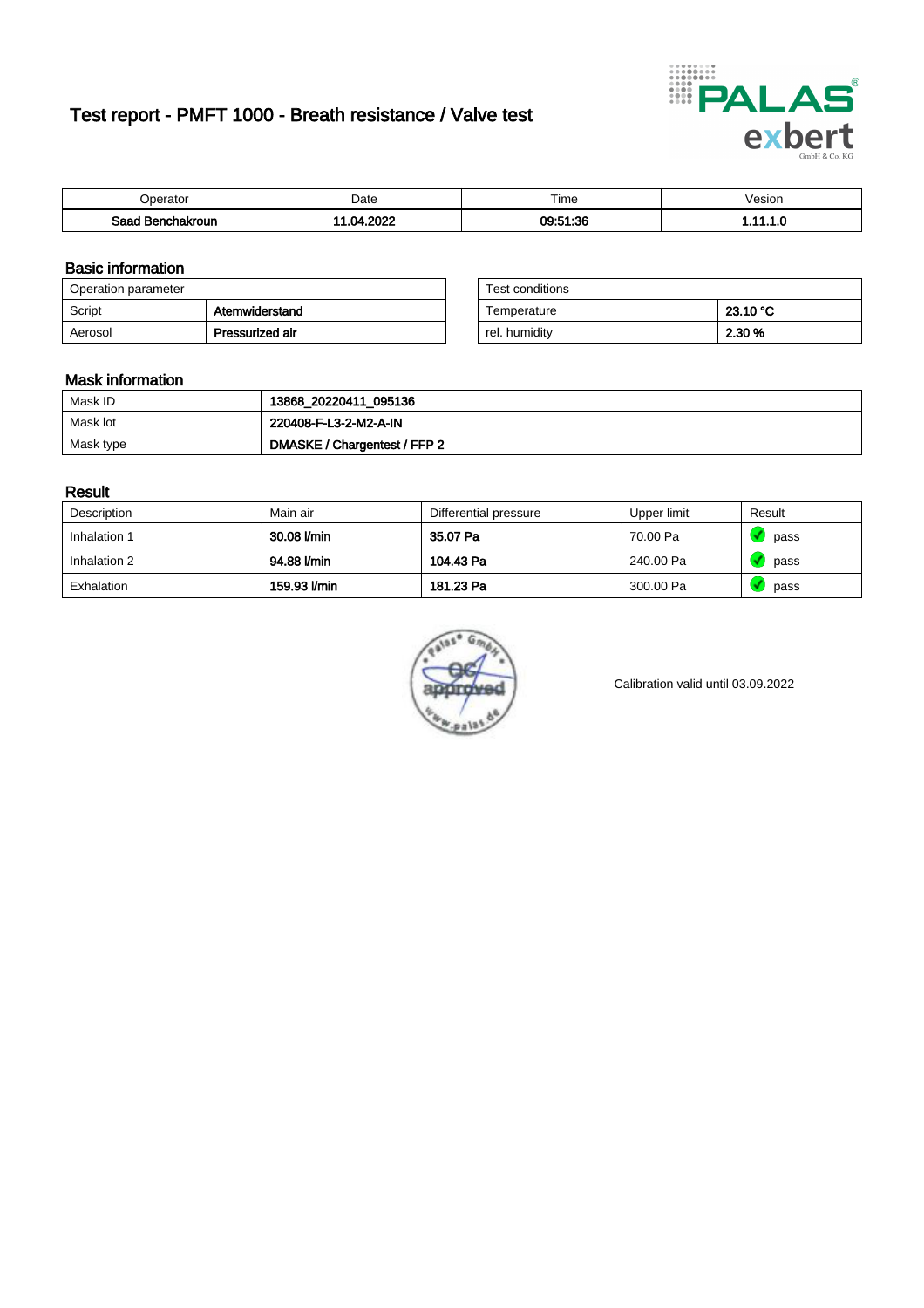# Test report - PMFT 1000 - Breath resistance / Valve test

| Operator | Date | Time | Vesion |
|---|---|---|---|
| **Saad Benchakroun** | **11.04.2022** | **09:51:36** | **1.11.1.0** |

## Basic information

| Operation parameter | |
|---|---|
| Script | **Atemwiderstand** |
| Aerosol | **Pressurized air** |

| Test conditions | |
|---|---|
| Temperature | **23.10 °C** |
| rel. humidity | **2.30 %** |

## Mask information

| | |
|---|---|
| Mask ID | **13868_20220411_095136** |
| Mask lot | **220408-F-L3-2-M2-A-IN** |
| Mask type | **DMASKE / Chargentest / FFP 2** |

## Result

| Description | Main air | Differential pressure | Upper limit | Result |
|---|---|---|---|---|
| Inhalation 1 | **30.08 l/min** | **35.07 Pa** | 70.00 Pa | pass |
| Inhalation 2 | **94.88 l/min** | **104.43 Pa** | 240.00 Pa | pass |
| Exhalation | **159.93 l/min** | **181.23 Pa** | 300.00 Pa | pass |

Calibration valid until 03.09.2022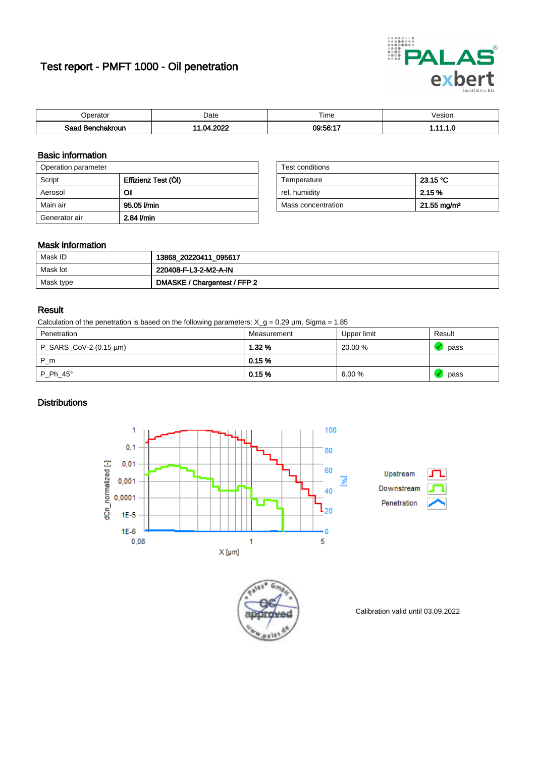# Test report - PMFT 1000 - Oil penetration

PALAS exbert GmbH & Co. KG

| Operator | Date | Time | Vesion |
|---|---|---|---|
| **Saad Benchakroun** | **11.04.2022** | **09:56:17** | **1.11.1.0** |

## Basic information

| Operation parameter | |
|---|---|
| Script | **Effizienz Test (Öl)** |
| Aerosol | **Oil** |
| Main air | **95.05 l/min** |
| Generator air | **2.84 l/min** |

| Test conditions | |
|---|---|
| Temperature | **23.15 °C** |
| rel. humidity | **2.15 %** |
| Mass concentration | **21.55 mg/m³** |

## Mask information

| | |
|---|---|
| Mask ID | **13868_20220411_095617** |
| Mask lot | **220408-F-L3-2-M2-A-IN** |
| Mask type | **DMASKE / Chargentest / FFP 2** |

## Result

Calculation of the penetration is based on the following parameters: X_g = 0.29 µm, Sigma = 1.85

| Penetration | Measurement | Upper limit | Result |
|---|---|---|---|
| P_SARS_CoV-2 (0.15 µm) | **1.32 %** | 20.00 % | pass |
| P_m | **0.15 %** | | |
| P_Ph_45° | **0.15 %** | 6.00 % | pass |

## Distributions

dCn_normalized [-]
1
0,1
0,01
0,001
0,0001
1E-5
1E-6
0,08
1
5
X [µm]
[%]
100
80
60
40
20
0
Upstream
Downstream
Penetration

QC approved
Palas® GmbH
www.palas.de

Calibration valid until 03.09.2022